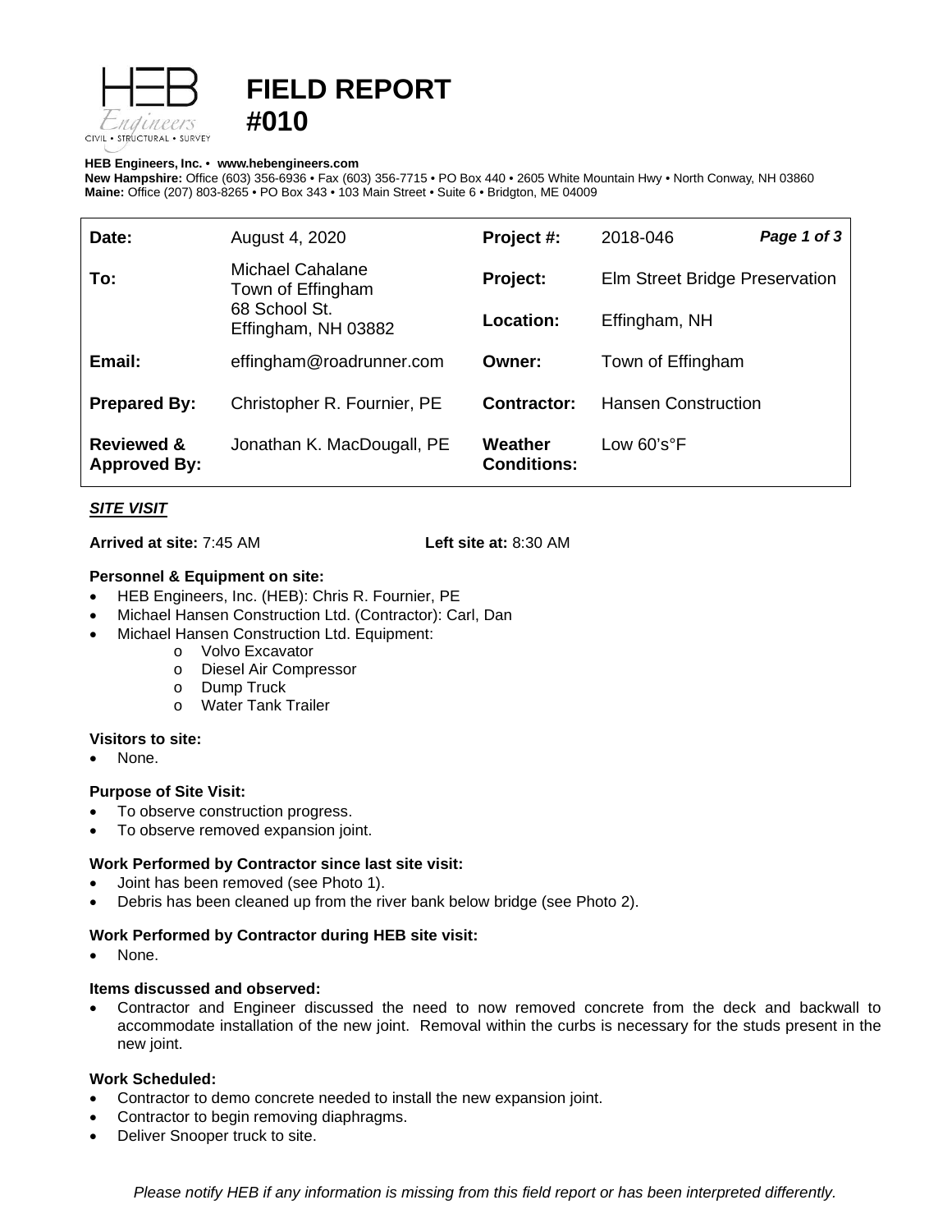# FIELD REPORT #010

**HEB Engineers, Inc.** • **www.hebengineers.com**
**New Hampshire:** Office (603) 356-6936 • Fax (603) 356-7715 • PO Box 440 • 2605 White Mountain Hwy • North Conway, NH 03860
**Maine:** Office (207) 803-8265 • PO Box 343 • 103 Main Street • Suite 6 • Bridgton, ME 04009

| | | | |
|---|---|---|---|
| **Date:** | August 4, 2020 | **Project #:** | 2018-046 |
| **To:** | Michael Cahalane<br>Town of Effingham<br>68 School St.<br>Effingham, NH 03882 | **Project:** | Elm Street Bridge Preservation |
| | | **Location:** | Effingham, NH |
| **Email:** | effingham@roadrunner.com | **Owner:** | Town of Effingham |
| **Prepared By:** | Christopher R. Fournier, PE | **Contractor:** | Hansen Construction |
| **Reviewed & Approved By:** | Jonathan K. MacDougall, PE | **Weather Conditions:** | Low 60's°F |

## *SITE VISIT*

**Arrived at site:** 7:45 AM **Left site at:** 8:30 AM

**Personnel & Equipment on site:**
- HEB Engineers, Inc. (HEB): Chris R. Fournier, PE
- Michael Hansen Construction Ltd. (Contractor): Carl, Dan
- Michael Hansen Construction Ltd. Equipment:
  - Volvo Excavator
  - Diesel Air Compressor
  - Dump Truck
  - Water Tank Trailer

**Visitors to site:**
- None.

**Purpose of Site Visit:**
- To observe construction progress.
- To observe removed expansion joint.

**Work Performed by Contractor since last site visit:**
- Joint has been removed (see Photo 1).
- Debris has been cleaned up from the river bank below bridge (see Photo 2).

**Work Performed by Contractor during HEB site visit:**
- None.

**Items discussed and observed:**
- Contractor and Engineer discussed the need to now removed concrete from the deck and backwall to accommodate installation of the new joint. Removal within the curbs is necessary for the studs present in the new joint.

**Work Scheduled:**
- Contractor to demo concrete needed to install the new expansion joint.
- Contractor to begin removing diaphragms.
- Deliver Snooper truck to site.

*Please notify HEB if any information is missing from this field report or has been interpreted differently.*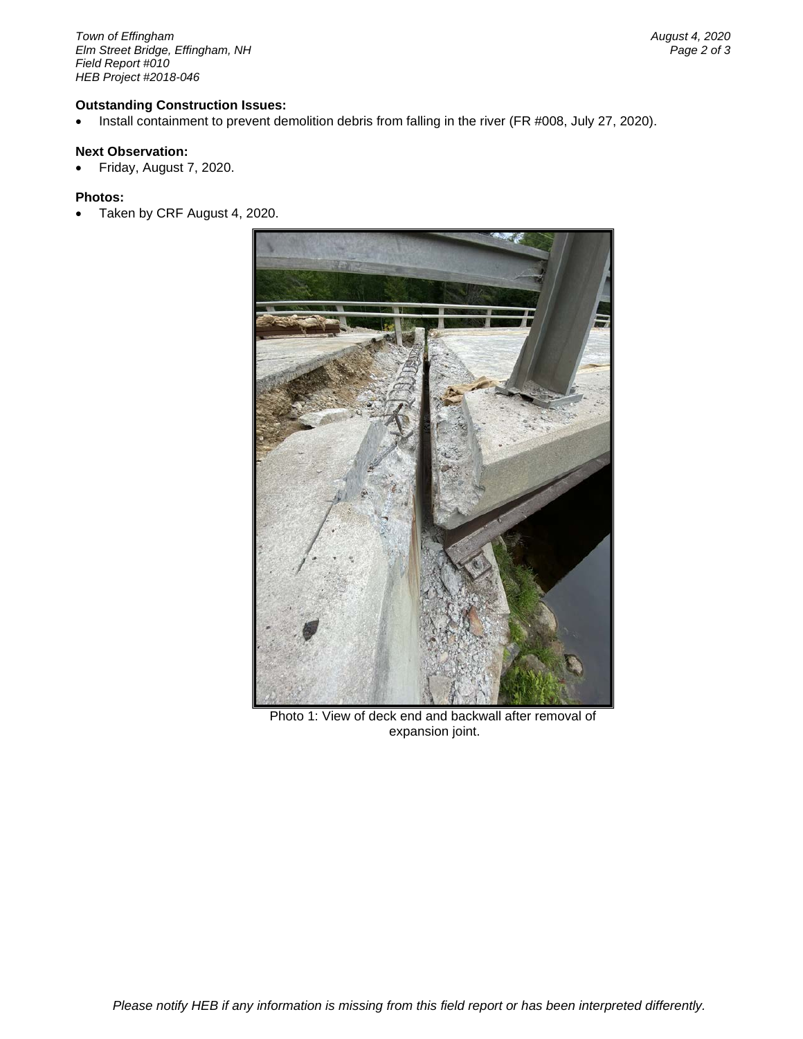**Outstanding Construction Issues:**

- Install containment to prevent demolition debris from falling in the river (FR #008, July 27, 2020).

**Next Observation:**

- Friday, August 7, 2020.

**Photos:**

- Taken by CRF August 4, 2020.

Photo 1: View of deck end and backwall after removal of expansion joint.

*Please notify HEB if any information is missing from this field report or has been interpreted differently.*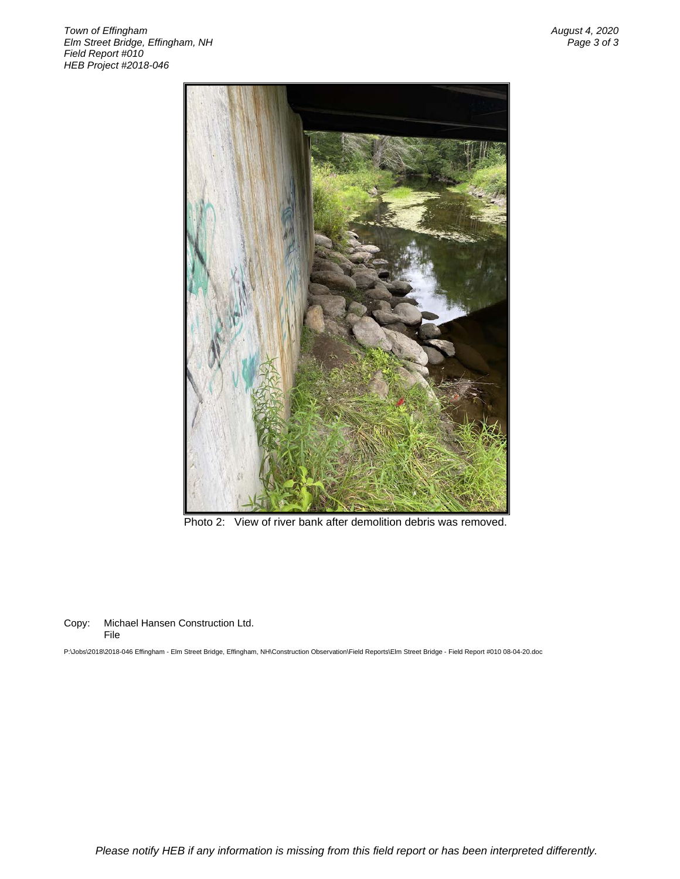Photo 2: View of river bank after demolition debris was removed.

Copy: Michael Hansen Construction Ltd.
File

P:\Jobs\2018\2018-046 Effingham - Elm Street Bridge, Effingham, NH\Construction Observation\Field Reports\Elm Street Bridge - Field Report #010 08-04-20.doc

*Please notify HEB if any information is missing from this field report or has been interpreted differently.*